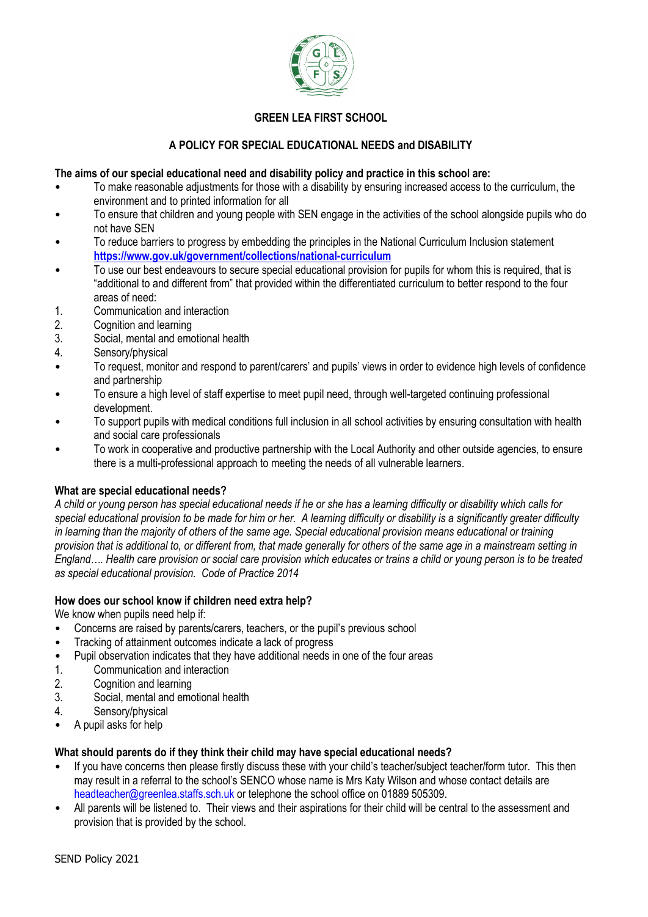# GREEN LEA FIRST SCHOOL

## A POLICY FOR SPECIAL EDUCATIONAL NEEDS and DISABILITY

**The aims of our special educational need and disability policy and practice in this school are:**

- To make reasonable adjustments for those with a disability by ensuring increased access to the curriculum, the environment and to printed information for all
- To ensure that children and young people with SEN engage in the activities of the school alongside pupils who do not have SEN
- To reduce barriers to progress by embedding the principles in the National Curriculum Inclusion statement **https://www.gov.uk/government/collections/national-curriculum**
- To use our best endeavours to secure special educational provision for pupils for whom this is required, that is "additional to and different from" that provided within the differentiated curriculum to better respond to the four areas of need:

1. Communication and interaction
2. Cognition and learning
3. Social, mental and emotional health
4. Sensory/physical

- To request, monitor and respond to parent/carers' and pupils' views in order to evidence high levels of confidence and partnership
- To ensure a high level of staff expertise to meet pupil need, through well-targeted continuing professional development.
- To support pupils with medical conditions full inclusion in all school activities by ensuring consultation with health and social care professionals
- To work in cooperative and productive partnership with the Local Authority and other outside agencies, to ensure there is a multi-professional approach to meeting the needs of all vulnerable learners.

**What are special educational needs?**

*A child or young person has special educational needs if he or she has a learning difficulty or disability which calls for special educational provision to be made for him or her. A learning difficulty or disability is a significantly greater difficulty in learning than the majority of others of the same age. Special educational provision means educational or training provision that is additional to, or different from, that made generally for others of the same age in a mainstream setting in England…. Health care provision or social care provision which educates or trains a child or young person is to be treated as special educational provision. Code of Practice 2014*

**How does our school know if children need extra help?**

We know when pupils need help if:

- Concerns are raised by parents/carers, teachers, or the pupil's previous school
- Tracking of attainment outcomes indicate a lack of progress
- Pupil observation indicates that they have additional needs in one of the four areas

1. Communication and interaction
2. Cognition and learning
3. Social, mental and emotional health
4. Sensory/physical

- A pupil asks for help

**What should parents do if they think their child may have special educational needs?**

- If you have concerns then please firstly discuss these with your child's teacher/subject teacher/form tutor. This then may result in a referral to the school's SENCO whose name is Mrs Katy Wilson and whose contact details are headteacher@greenlea.staffs.sch.uk or telephone the school office on 01889 505309.
- All parents will be listened to. Their views and their aspirations for their child will be central to the assessment and provision that is provided by the school.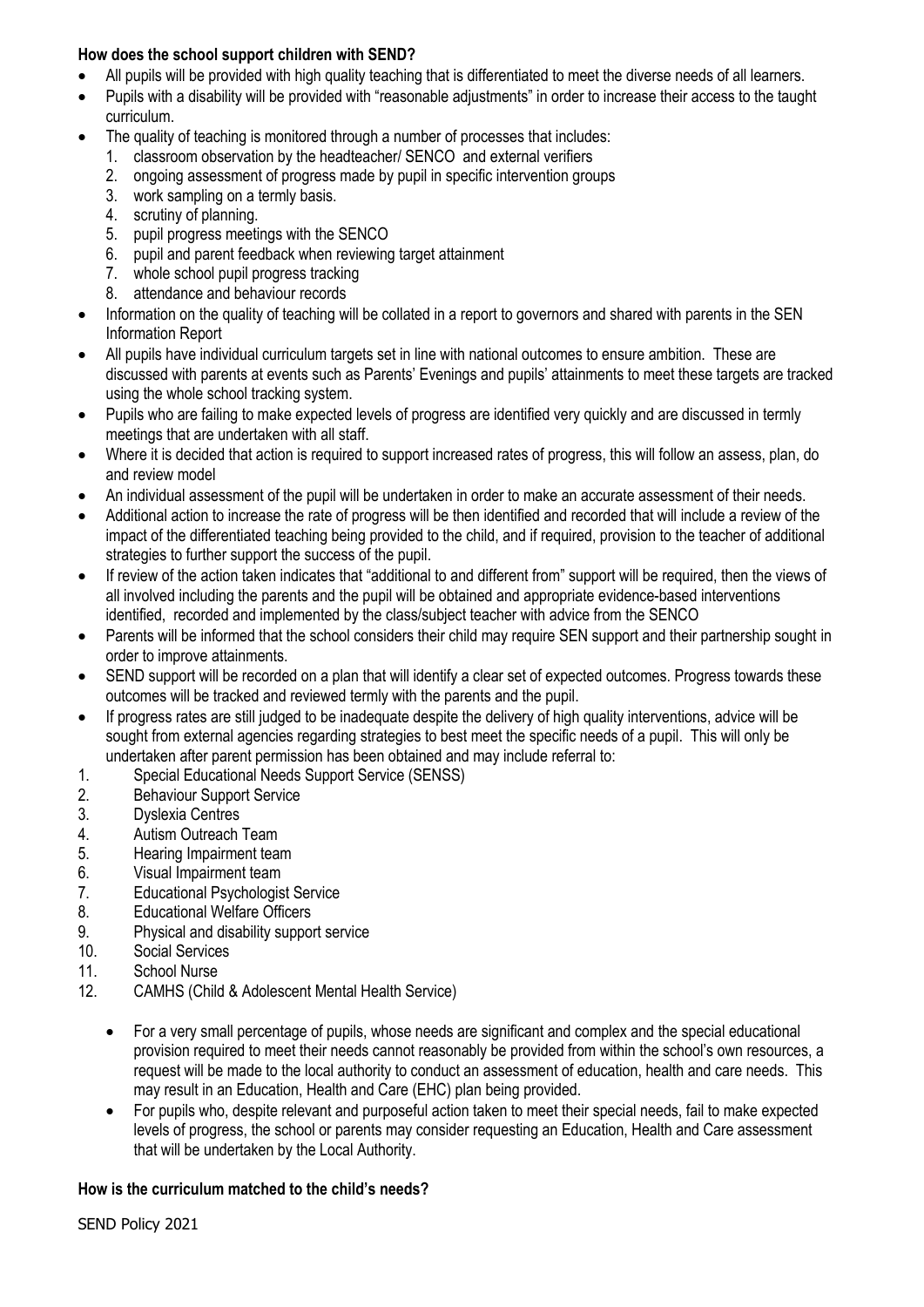**How does the school support children with SEND?**

- All pupils will be provided with high quality teaching that is differentiated to meet the diverse needs of all learners.
- Pupils with a disability will be provided with "reasonable adjustments" in order to increase their access to the taught curriculum.
- The quality of teaching is monitored through a number of processes that includes:
    1. classroom observation by the headteacher/ SENCO and external verifiers
    2. ongoing assessment of progress made by pupil in specific intervention groups
    3. work sampling on a termly basis.
    4. scrutiny of planning.
    5. pupil progress meetings with the SENCO
    6. pupil and parent feedback when reviewing target attainment
    7. whole school pupil progress tracking
    8. attendance and behaviour records
- Information on the quality of teaching will be collated in a report to governors and shared with parents in the SEN Information Report
- All pupils have individual curriculum targets set in line with national outcomes to ensure ambition. These are discussed with parents at events such as Parents' Evenings and pupils' attainments to meet these targets are tracked using the whole school tracking system.
- Pupils who are failing to make expected levels of progress are identified very quickly and are discussed in termly meetings that are undertaken with all staff.
- Where it is decided that action is required to support increased rates of progress, this will follow an assess, plan, do and review model
- An individual assessment of the pupil will be undertaken in order to make an accurate assessment of their needs.
- Additional action to increase the rate of progress will be then identified and recorded that will include a review of the impact of the differentiated teaching being provided to the child, and if required, provision to the teacher of additional strategies to further support the success of the pupil.
- If review of the action taken indicates that "additional to and different from" support will be required, then the views of all involved including the parents and the pupil will be obtained and appropriate evidence-based interventions identified, recorded and implemented by the class/subject teacher with advice from the SENCO
- Parents will be informed that the school considers their child may require SEN support and their partnership sought in order to improve attainments.
- SEND support will be recorded on a plan that will identify a clear set of expected outcomes. Progress towards these outcomes will be tracked and reviewed termly with the parents and the pupil.
- If progress rates are still judged to be inadequate despite the delivery of high quality interventions, advice will be sought from external agencies regarding strategies to best meet the specific needs of a pupil. This will only be undertaken after parent permission has been obtained and may include referral to:

1. Special Educational Needs Support Service (SENSS)
2. Behaviour Support Service
3. Dyslexia Centres
4. Autism Outreach Team
5. Hearing Impairment team
6. Visual Impairment team
7. Educational Psychologist Service
8. Educational Welfare Officers
9. Physical and disability support service
10. Social Services
11. School Nurse
12. CAMHS (Child & Adolescent Mental Health Service)

- For a very small percentage of pupils, whose needs are significant and complex and the special educational provision required to meet their needs cannot reasonably be provided from within the school's own resources, a request will be made to the local authority to conduct an assessment of education, health and care needs. This may result in an Education, Health and Care (EHC) plan being provided.
- For pupils who, despite relevant and purposeful action taken to meet their special needs, fail to make expected levels of progress, the school or parents may consider requesting an Education, Health and Care assessment that will be undertaken by the Local Authority.

**How is the curriculum matched to the child's needs?**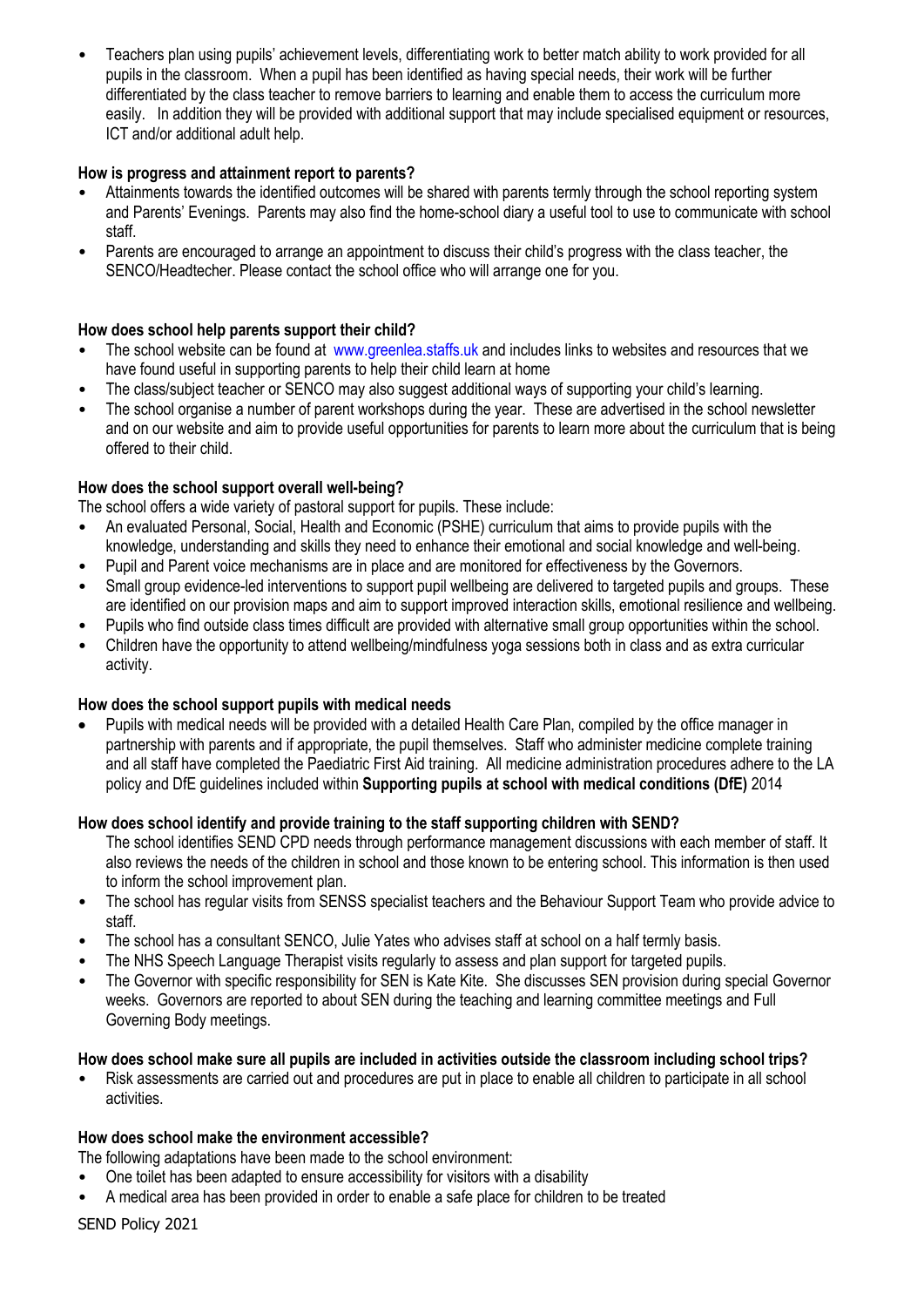- Teachers plan using pupils' achievement levels, differentiating work to better match ability to work provided for all pupils in the classroom. When a pupil has been identified as having special needs, their work will be further differentiated by the class teacher to remove barriers to learning and enable them to access the curriculum more easily. In addition they will be provided with additional support that may include specialised equipment or resources, ICT and/or additional adult help.

**How is progress and attainment report to parents?**

- Attainments towards the identified outcomes will be shared with parents termly through the school reporting system and Parents' Evenings. Parents may also find the home-school diary a useful tool to use to communicate with school staff.
- Parents are encouraged to arrange an appointment to discuss their child's progress with the class teacher, the SENCO/Headtecher. Please contact the school office who will arrange one for you.

**How does school help parents support their child?**

- The school website can be found at www.greenlea.staffs.uk and includes links to websites and resources that we have found useful in supporting parents to help their child learn at home
- The class/subject teacher or SENCO may also suggest additional ways of supporting your child's learning.
- The school organise a number of parent workshops during the year. These are advertised in the school newsletter and on our website and aim to provide useful opportunities for parents to learn more about the curriculum that is being offered to their child.

**How does the school support overall well-being?**

The school offers a wide variety of pastoral support for pupils. These include:

- An evaluated Personal, Social, Health and Economic (PSHE) curriculum that aims to provide pupils with the knowledge, understanding and skills they need to enhance their emotional and social knowledge and well-being.
- Pupil and Parent voice mechanisms are in place and are monitored for effectiveness by the Governors.
- Small group evidence-led interventions to support pupil wellbeing are delivered to targeted pupils and groups. These are identified on our provision maps and aim to support improved interaction skills, emotional resilience and wellbeing.
- Pupils who find outside class times difficult are provided with alternative small group opportunities within the school.
- Children have the opportunity to attend wellbeing/mindfulness yoga sessions both in class and as extra curricular activity.

**How does the school support pupils with medical needs**

- Pupils with medical needs will be provided with a detailed Health Care Plan, compiled by the office manager in partnership with parents and if appropriate, the pupil themselves. Staff who administer medicine complete training and all staff have completed the Paediatric First Aid training. All medicine administration procedures adhere to the LA policy and DfE guidelines included within **Supporting pupils at school with medical conditions (DfE)** 2014

**How does school identify and provide training to the staff supporting children with SEND?**

The school identifies SEND CPD needs through performance management discussions with each member of staff. It also reviews the needs of the children in school and those known to be entering school. This information is then used to inform the school improvement plan.

- The school has regular visits from SENSS specialist teachers and the Behaviour Support Team who provide advice to staff.
- The school has a consultant SENCO, Julie Yates who advises staff at school on a half termly basis.
- The NHS Speech Language Therapist visits regularly to assess and plan support for targeted pupils.
- The Governor with specific responsibility for SEN is Kate Kite. She discusses SEN provision during special Governor weeks. Governors are reported to about SEN during the teaching and learning committee meetings and Full Governing Body meetings.

**How does school make sure all pupils are included in activities outside the classroom including school trips?**

- Risk assessments are carried out and procedures are put in place to enable all children to participate in all school activities.

**How does school make the environment accessible?**

The following adaptations have been made to the school environment:

- One toilet has been adapted to ensure accessibility for visitors with a disability
- A medical area has been provided in order to enable a safe place for children to be treated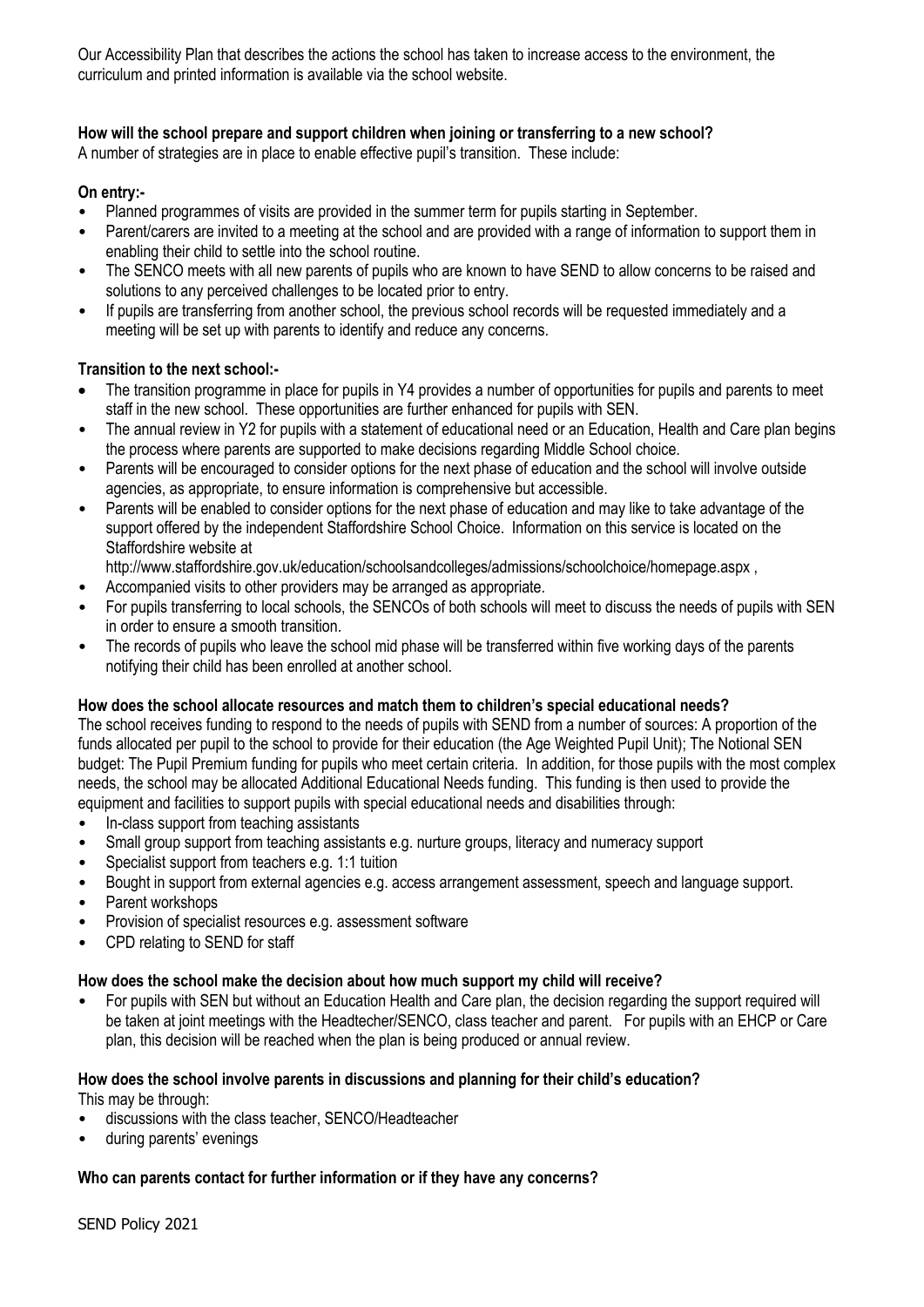Our Accessibility Plan that describes the actions the school has taken to increase access to the environment, the curriculum and printed information is available via the school website.

**How will the school prepare and support children when joining or transferring to a new school?**

A number of strategies are in place to enable effective pupil's transition. These include:

**On entry:-**

- Planned programmes of visits are provided in the summer term for pupils starting in September.
- Parent/carers are invited to a meeting at the school and are provided with a range of information to support them in enabling their child to settle into the school routine.
- The SENCO meets with all new parents of pupils who are known to have SEND to allow concerns to be raised and solutions to any perceived challenges to be located prior to entry.
- If pupils are transferring from another school, the previous school records will be requested immediately and a meeting will be set up with parents to identify and reduce any concerns.

**Transition to the next school:-**

- The transition programme in place for pupils in Y4 provides a number of opportunities for pupils and parents to meet staff in the new school. These opportunities are further enhanced for pupils with SEN.
- The annual review in Y2 for pupils with a statement of educational need or an Education, Health and Care plan begins the process where parents are supported to make decisions regarding Middle School choice.
- Parents will be encouraged to consider options for the next phase of education and the school will involve outside agencies, as appropriate, to ensure information is comprehensive but accessible.
- Parents will be enabled to consider options for the next phase of education and may like to take advantage of the support offered by the independent Staffordshire School Choice. Information on this service is located on the Staffordshire website at http://www.staffordshire.gov.uk/education/schoolsandcolleges/admissions/schoolchoice/homepage.aspx ,
- Accompanied visits to other providers may be arranged as appropriate.
- For pupils transferring to local schools, the SENCOs of both schools will meet to discuss the needs of pupils with SEN in order to ensure a smooth transition.
- The records of pupils who leave the school mid phase will be transferred within five working days of the parents notifying their child has been enrolled at another school.

**How does the school allocate resources and match them to children's special educational needs?**

The school receives funding to respond to the needs of pupils with SEND from a number of sources: A proportion of the funds allocated per pupil to the school to provide for their education (the Age Weighted Pupil Unit); The Notional SEN budget: The Pupil Premium funding for pupils who meet certain criteria. In addition, for those pupils with the most complex needs, the school may be allocated Additional Educational Needs funding. This funding is then used to provide the equipment and facilities to support pupils with special educational needs and disabilities through:

- In-class support from teaching assistants
- Small group support from teaching assistants e.g. nurture groups, literacy and numeracy support
- Specialist support from teachers e.g. 1:1 tuition
- Bought in support from external agencies e.g. access arrangement assessment, speech and language support.
- Parent workshops
- Provision of specialist resources e.g. assessment software
- CPD relating to SEND for staff

**How does the school make the decision about how much support my child will receive?**

- For pupils with SEN but without an Education Health and Care plan, the decision regarding the support required will be taken at joint meetings with the Headtecher/SENCO, class teacher and parent. For pupils with an EHCP or Care plan, this decision will be reached when the plan is being produced or annual review.

**How does the school involve parents in discussions and planning for their child's education?**

This may be through:

- discussions with the class teacher, SENCO/Headteacher
- during parents' evenings

**Who can parents contact for further information or if they have any concerns?**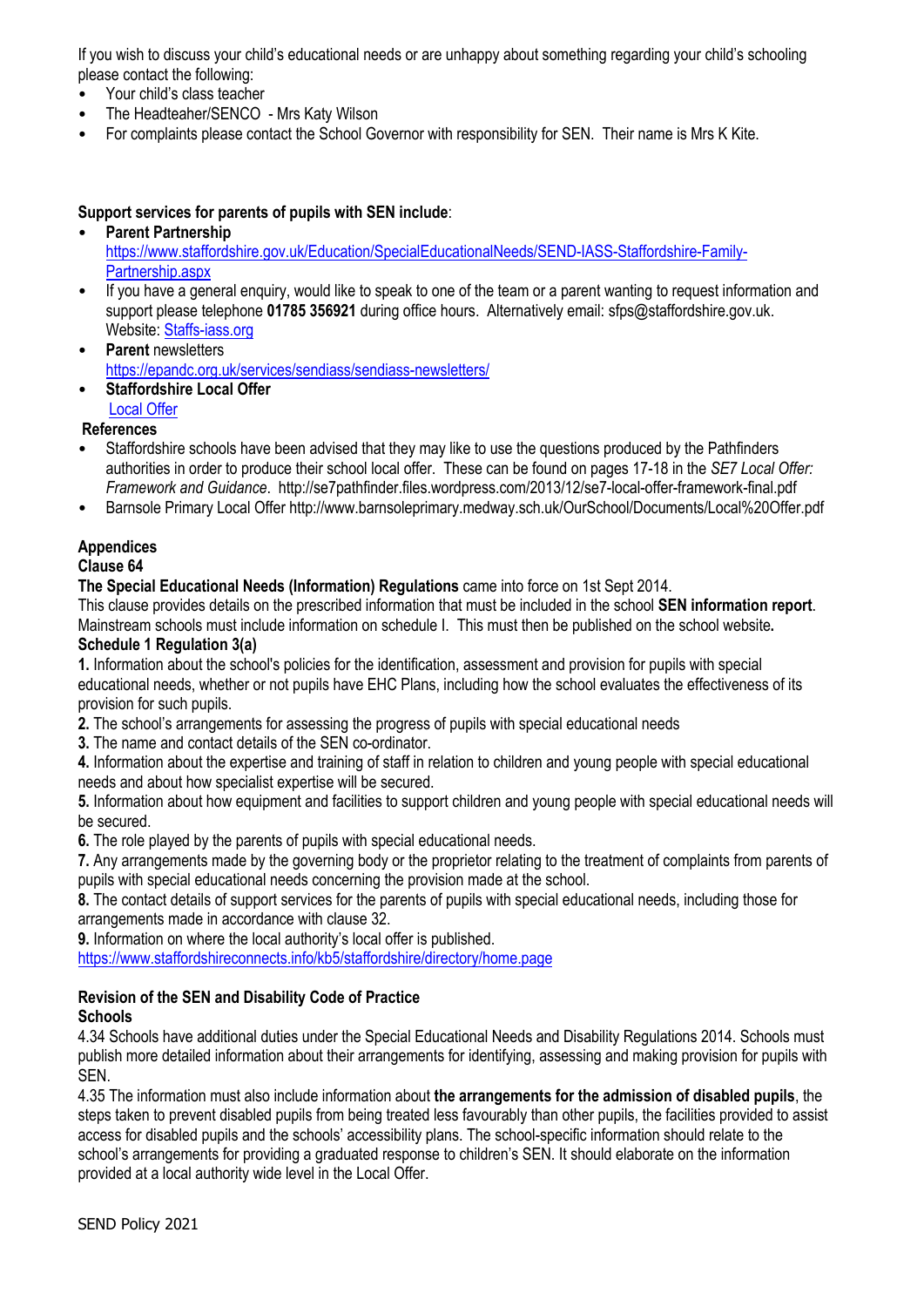If you wish to discuss your child's educational needs or are unhappy about something regarding your child's schooling please contact the following:

- Your child's class teacher
- The Headteaher/SENCO - Mrs Katy Wilson
- For complaints please contact the School Governor with responsibility for SEN. Their name is Mrs K Kite.

**Support services for parents of pupils with SEN include**:

- **Parent Partnership**
  [https://www.staffordshire.gov.uk/Education/SpecialEducationalNeeds/SEND-IASS-Staffordshire-Family-Partnership.aspx](https://www.staffordshire.gov.uk/Education/SpecialEducationalNeeds/SEND-IASS-Staffordshire-Family-Partnership.aspx)
- If you have a general enquiry, would like to speak to one of the team or a parent wanting to request information and support please telephone **01785 356921** during office hours. Alternatively email: sfps@staffordshire.gov.uk. Website: [Staffs-iass.org](Staffs-iass.org)
- **Parent** newsletters
  [https://epandc.org.uk/services/sendiass/sendiass-newsletters/](https://epandc.org.uk/services/sendiass/sendiass-newsletters/)
- **Staffordshire Local Offer**
  [Local Offer]()

**References**

- Staffordshire schools have been advised that they may like to use the questions produced by the Pathfinders authorities in order to produce their school local offer. These can be found on pages 17-18 in the *SE7 Local Offer: Framework and Guidance*. http://se7pathfinder.files.wordpress.com/2013/12/se7-local-offer-framework-final.pdf
- Barnsole Primary Local Offer http://www.barnsoleprimary.medway.sch.uk/OurSchool/Documents/Local%20Offer.pdf

**Appendices**

**Clause 64**

**The Special Educational Needs (Information) Regulations** came into force on 1st Sept 2014.
This clause provides details on the prescribed information that must be included in the school **SEN information report**. Mainstream schools must include information on schedule I. This must then be published on the school website**.**

**Schedule 1 Regulation 3(a)**

**1.** Information about the school's policies for the identification, assessment and provision for pupils with special educational needs, whether or not pupils have EHC Plans, including how the school evaluates the effectiveness of its provision for such pupils.

**2.** The school's arrangements for assessing the progress of pupils with special educational needs

**3.** The name and contact details of the SEN co-ordinator.

**4.** Information about the expertise and training of staff in relation to children and young people with special educational needs and about how specialist expertise will be secured.

**5.** Information about how equipment and facilities to support children and young people with special educational needs will be secured.

**6.** The role played by the parents of pupils with special educational needs.

**7.** Any arrangements made by the governing body or the proprietor relating to the treatment of complaints from parents of pupils with special educational needs concerning the provision made at the school.

**8.** The contact details of support services for the parents of pupils with special educational needs, including those for arrangements made in accordance with clause 32.

**9.** Information on where the local authority's local offer is published.
[https://www.staffordshireconnects.info/kb5/staffordshire/directory/home.page](https://www.staffordshireconnects.info/kb5/staffordshire/directory/home.page)

**Revision of the SEN and Disability Code of Practice**

**Schools**

4.34 Schools have additional duties under the Special Educational Needs and Disability Regulations 2014. Schools must publish more detailed information about their arrangements for identifying, assessing and making provision for pupils with SEN.

4.35 The information must also include information about **the arrangements for the admission of disabled pupils**, the steps taken to prevent disabled pupils from being treated less favourably than other pupils, the facilities provided to assist access for disabled pupils and the schools' accessibility plans. The school-specific information should relate to the school's arrangements for providing a graduated response to children's SEN. It should elaborate on the information provided at a local authority wide level in the Local Offer.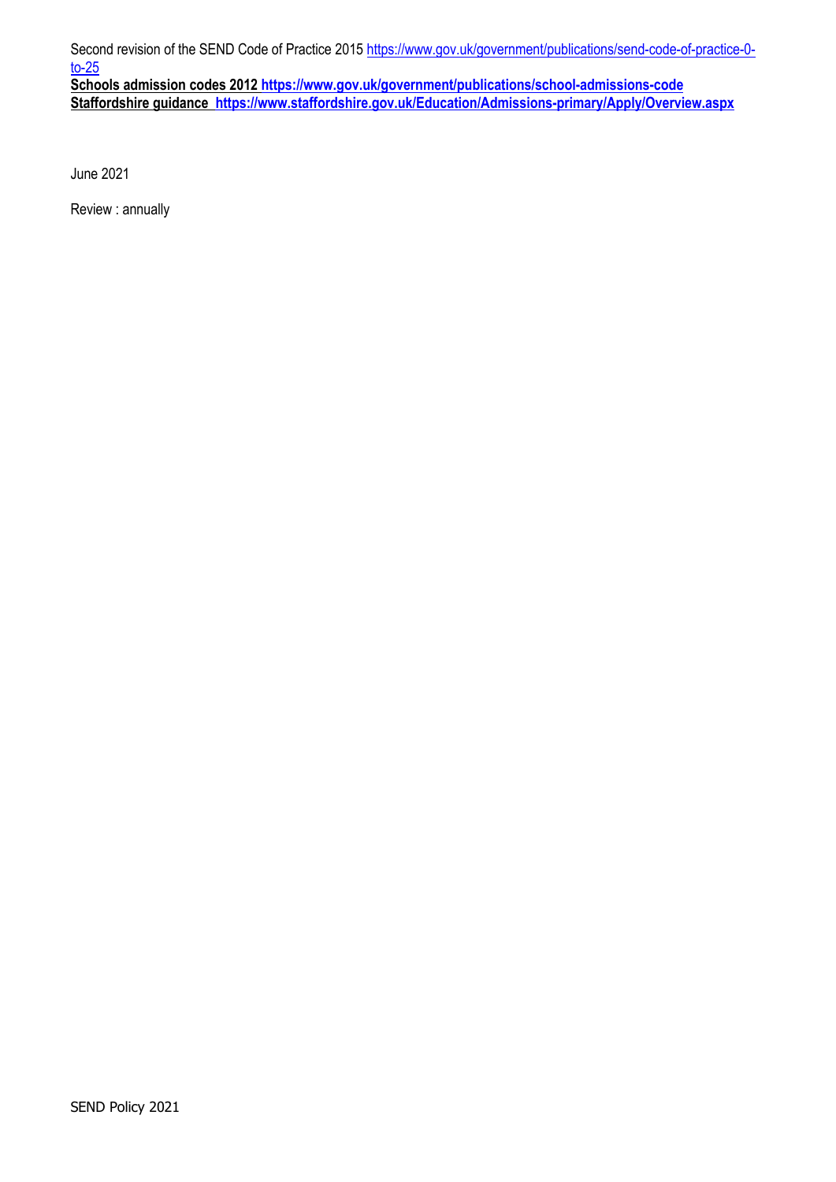Second revision of the SEND Code of Practice 2015 https://www.gov.uk/government/publications/send-code-of-practice-0-to-25

**Schools admission codes 2012 https://www.gov.uk/government/publications/school-admissions-code**

**Staffordshire guidance https://www.staffordshire.gov.uk/Education/Admissions-primary/Apply/Overview.aspx**

June 2021

Review : annually